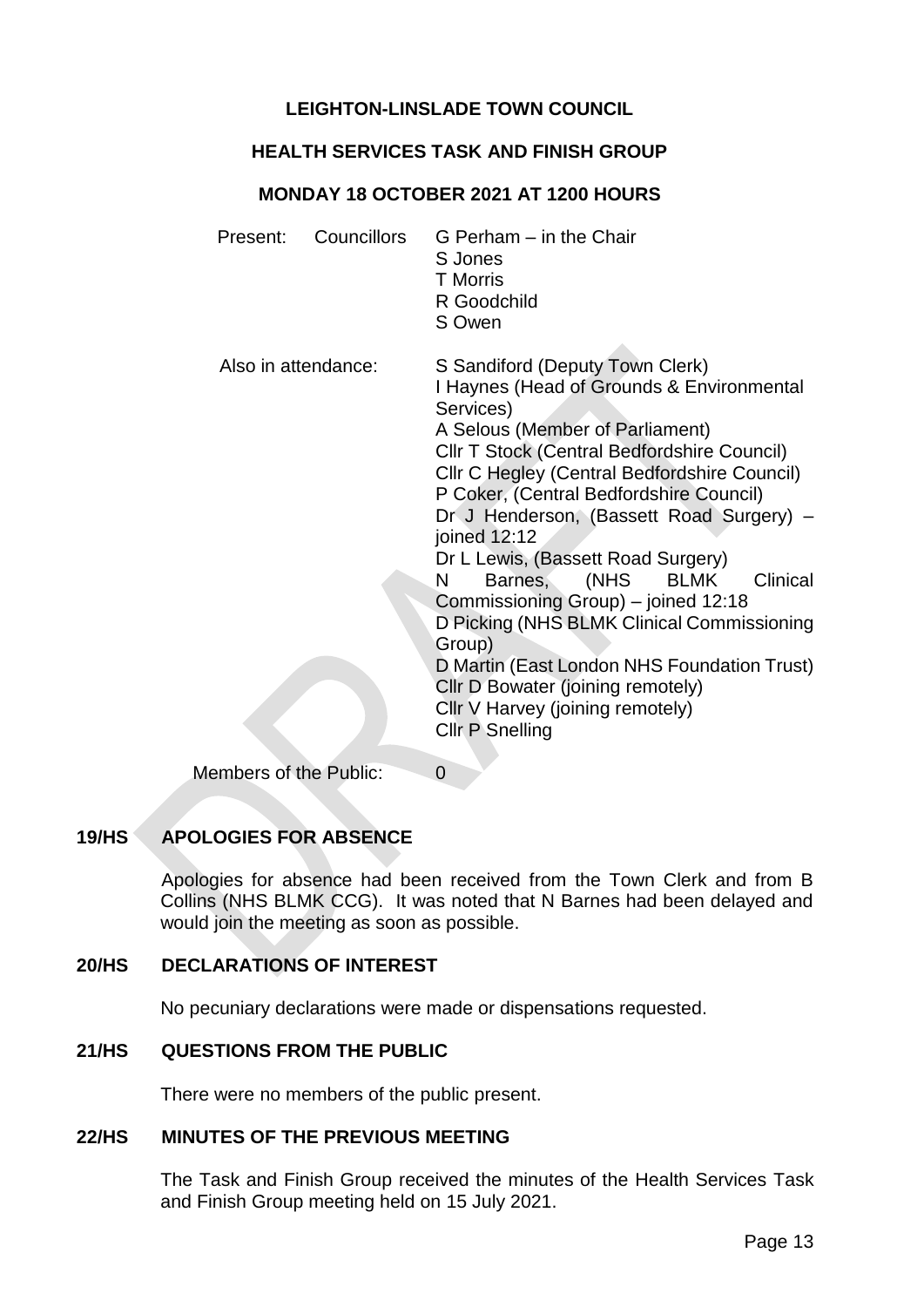# LEIGHTON-LINSLADE TOWN COUNCIL

## HEALTH SERVICES TASK AND FINISH GROUP

### MONDAY 18 OCTOBER 2021 AT 1200 HOURS

| | | |
|---|---|---|
| Present: | Councillors | G Perham – in the Chair<br>S Jones<br>T Morris<br>R Goodchild<br>S Owen |
| Also in attendance: | | S Sandiford (Deputy Town Clerk)<br>I Haynes (Head of Grounds & Environmental Services)<br>A Selous (Member of Parliament)<br>Cllr T Stock (Central Bedfordshire Council)<br>Cllr C Hegley (Central Bedfordshire Council)<br>P Coker, (Central Bedfordshire Council)<br>Dr J Henderson, (Bassett Road Surgery) – joined 12:12<br>Dr L Lewis, (Bassett Road Surgery)<br>N Barnes, (NHS BLMK Clinical Commissioning Group) – joined 12:18<br>D Picking (NHS BLMK Clinical Commissioning Group)<br>D Martin (East London NHS Foundation Trust)<br>Cllr D Bowater (joining remotely)<br>Cllr V Harvey (joining remotely)<br>Cllr P Snelling |
| Members of the Public: | | 0 |

**19/HS APOLOGIES FOR ABSENCE**

Apologies for absence had been received from the Town Clerk and from B Collins (NHS BLMK CCG). It was noted that N Barnes had been delayed and would join the meeting as soon as possible.

**20/HS DECLARATIONS OF INTEREST**

No pecuniary declarations were made or dispensations requested.

**21/HS QUESTIONS FROM THE PUBLIC**

There were no members of the public present.

**22/HS MINUTES OF THE PREVIOUS MEETING**

The Task and Finish Group received the minutes of the Health Services Task and Finish Group meeting held on 15 July 2021.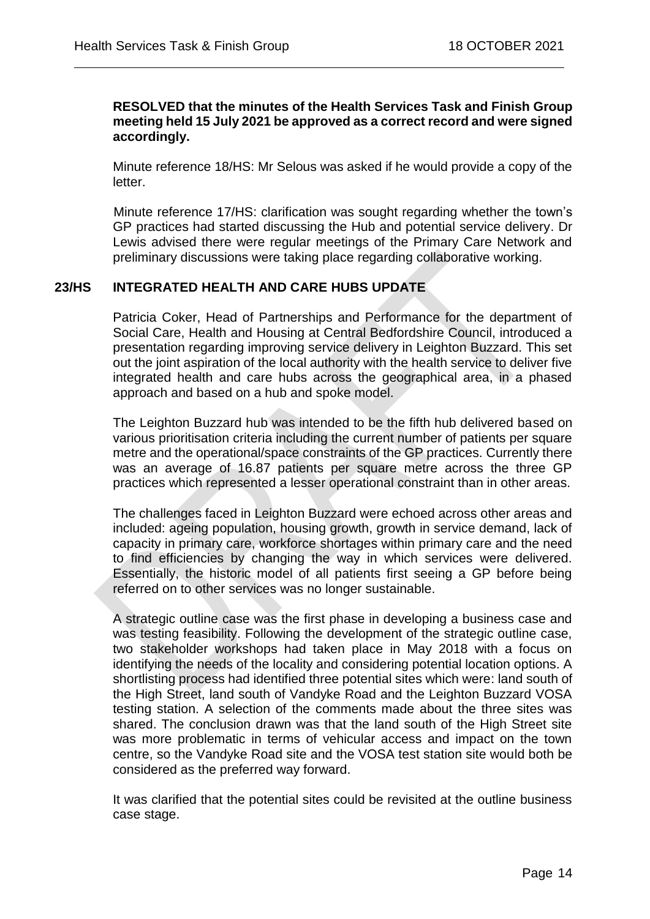**RESOLVED that the minutes of the Health Services Task and Finish Group meeting held 15 July 2021 be approved as a correct record and were signed accordingly.**

Minute reference 18/HS: Mr Selous was asked if he would provide a copy of the letter.

Minute reference 17/HS: clarification was sought regarding whether the town's GP practices had started discussing the Hub and potential service delivery. Dr Lewis advised there were regular meetings of the Primary Care Network and preliminary discussions were taking place regarding collaborative working.

## 23/HS INTEGRATED HEALTH AND CARE HUBS UPDATE

Patricia Coker, Head of Partnerships and Performance for the department of Social Care, Health and Housing at Central Bedfordshire Council, introduced a presentation regarding improving service delivery in Leighton Buzzard. This set out the joint aspiration of the local authority with the health service to deliver five integrated health and care hubs across the geographical area, in a phased approach and based on a hub and spoke model.

The Leighton Buzzard hub was intended to be the fifth hub delivered based on various prioritisation criteria including the current number of patients per square metre and the operational/space constraints of the GP practices. Currently there was an average of 16.87 patients per square metre across the three GP practices which represented a lesser operational constraint than in other areas.

The challenges faced in Leighton Buzzard were echoed across other areas and included: ageing population, housing growth, growth in service demand, lack of capacity in primary care, workforce shortages within primary care and the need to find efficiencies by changing the way in which services were delivered. Essentially, the historic model of all patients first seeing a GP before being referred on to other services was no longer sustainable.

A strategic outline case was the first phase in developing a business case and was testing feasibility. Following the development of the strategic outline case, two stakeholder workshops had taken place in May 2018 with a focus on identifying the needs of the locality and considering potential location options. A shortlisting process had identified three potential sites which were: land south of the High Street, land south of Vandyke Road and the Leighton Buzzard VOSA testing station. A selection of the comments made about the three sites was shared. The conclusion drawn was that the land south of the High Street site was more problematic in terms of vehicular access and impact on the town centre, so the Vandyke Road site and the VOSA test station site would both be considered as the preferred way forward.

It was clarified that the potential sites could be revisited at the outline business case stage.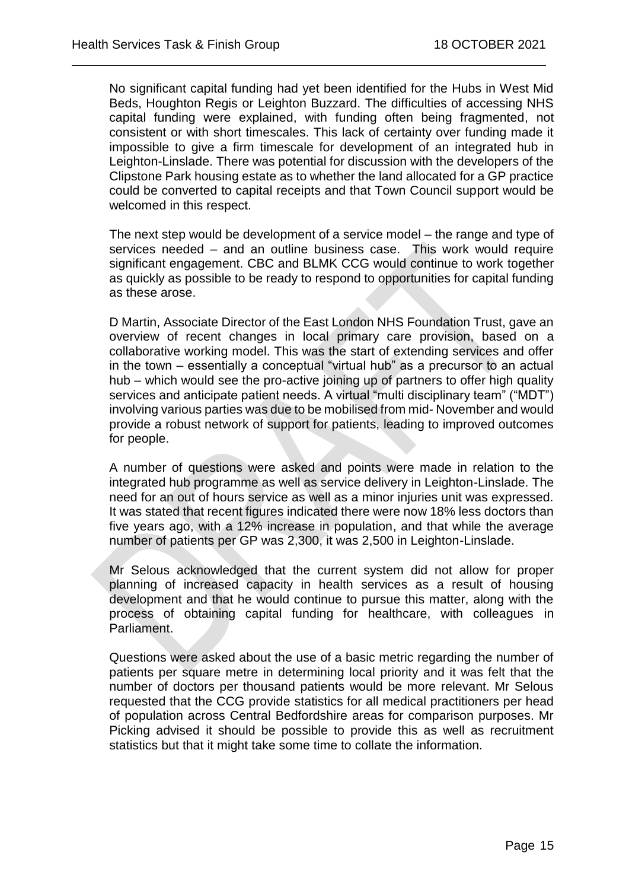No significant capital funding had yet been identified for the Hubs in West Mid Beds, Houghton Regis or Leighton Buzzard. The difficulties of accessing NHS capital funding were explained, with funding often being fragmented, not consistent or with short timescales. This lack of certainty over funding made it impossible to give a firm timescale for development of an integrated hub in Leighton-Linslade. There was potential for discussion with the developers of the Clipstone Park housing estate as to whether the land allocated for a GP practice could be converted to capital receipts and that Town Council support would be welcomed in this respect.

The next step would be development of a service model – the range and type of services needed – and an outline business case. This work would require significant engagement. CBC and BLMK CCG would continue to work together as quickly as possible to be ready to respond to opportunities for capital funding as these arose.

D Martin, Associate Director of the East London NHS Foundation Trust, gave an overview of recent changes in local primary care provision, based on a collaborative working model. This was the start of extending services and offer in the town – essentially a conceptual "virtual hub" as a precursor to an actual hub – which would see the pro-active joining up of partners to offer high quality services and anticipate patient needs. A virtual "multi disciplinary team" ("MDT") involving various parties was due to be mobilised from mid- November and would provide a robust network of support for patients, leading to improved outcomes for people.

A number of questions were asked and points were made in relation to the integrated hub programme as well as service delivery in Leighton-Linslade. The need for an out of hours service as well as a minor injuries unit was expressed. It was stated that recent figures indicated there were now 18% less doctors than five years ago, with a 12% increase in population, and that while the average number of patients per GP was 2,300, it was 2,500 in Leighton-Linslade.

Mr Selous acknowledged that the current system did not allow for proper planning of increased capacity in health services as a result of housing development and that he would continue to pursue this matter, along with the process of obtaining capital funding for healthcare, with colleagues in Parliament.

Questions were asked about the use of a basic metric regarding the number of patients per square metre in determining local priority and it was felt that the number of doctors per thousand patients would be more relevant. Mr Selous requested that the CCG provide statistics for all medical practitioners per head of population across Central Bedfordshire areas for comparison purposes. Mr Picking advised it should be possible to provide this as well as recruitment statistics but that it might take some time to collate the information.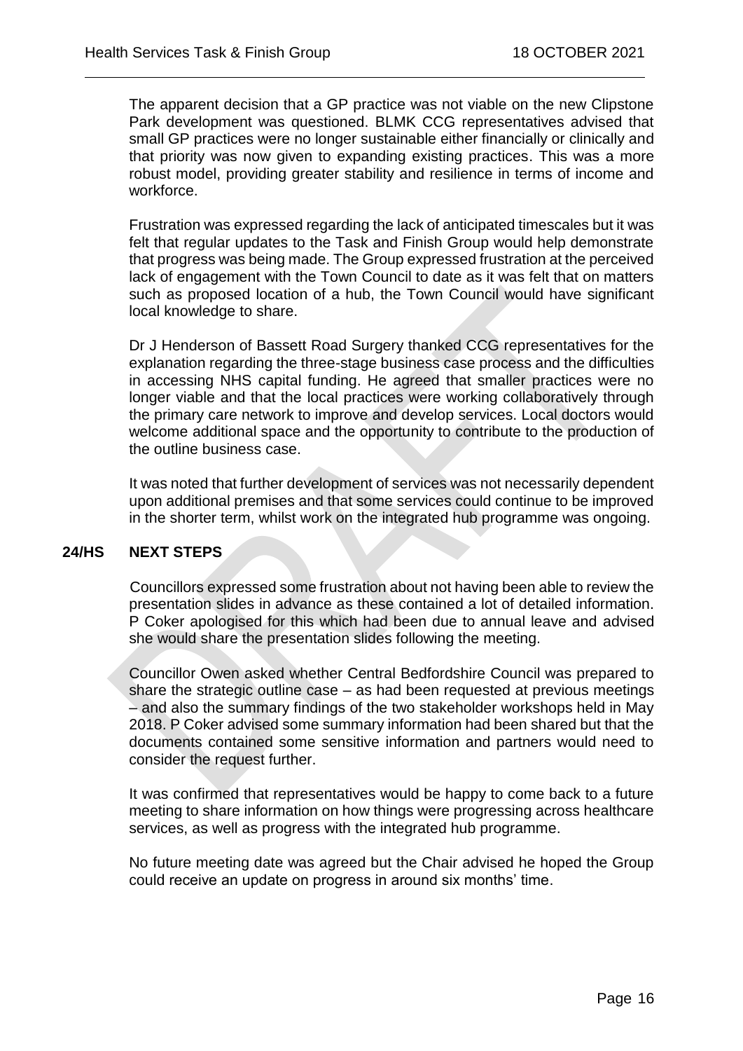The apparent decision that a GP practice was not viable on the new Clipstone Park development was questioned. BLMK CCG representatives advised that small GP practices were no longer sustainable either financially or clinically and that priority was now given to expanding existing practices. This was a more robust model, providing greater stability and resilience in terms of income and workforce.

Frustration was expressed regarding the lack of anticipated timescales but it was felt that regular updates to the Task and Finish Group would help demonstrate that progress was being made. The Group expressed frustration at the perceived lack of engagement with the Town Council to date as it was felt that on matters such as proposed location of a hub, the Town Council would have significant local knowledge to share.

Dr J Henderson of Bassett Road Surgery thanked CCG representatives for the explanation regarding the three-stage business case process and the difficulties in accessing NHS capital funding. He agreed that smaller practices were no longer viable and that the local practices were working collaboratively through the primary care network to improve and develop services. Local doctors would welcome additional space and the opportunity to contribute to the production of the outline business case.

It was noted that further development of services was not necessarily dependent upon additional premises and that some services could continue to be improved in the shorter term, whilst work on the integrated hub programme was ongoing.

## 24/HS NEXT STEPS

Councillors expressed some frustration about not having been able to review the presentation slides in advance as these contained a lot of detailed information. P Coker apologised for this which had been due to annual leave and advised she would share the presentation slides following the meeting.

Councillor Owen asked whether Central Bedfordshire Council was prepared to share the strategic outline case – as had been requested at previous meetings – and also the summary findings of the two stakeholder workshops held in May 2018. P Coker advised some summary information had been shared but that the documents contained some sensitive information and partners would need to consider the request further.

It was confirmed that representatives would be happy to come back to a future meeting to share information on how things were progressing across healthcare services, as well as progress with the integrated hub programme.

No future meeting date was agreed but the Chair advised he hoped the Group could receive an update on progress in around six months' time.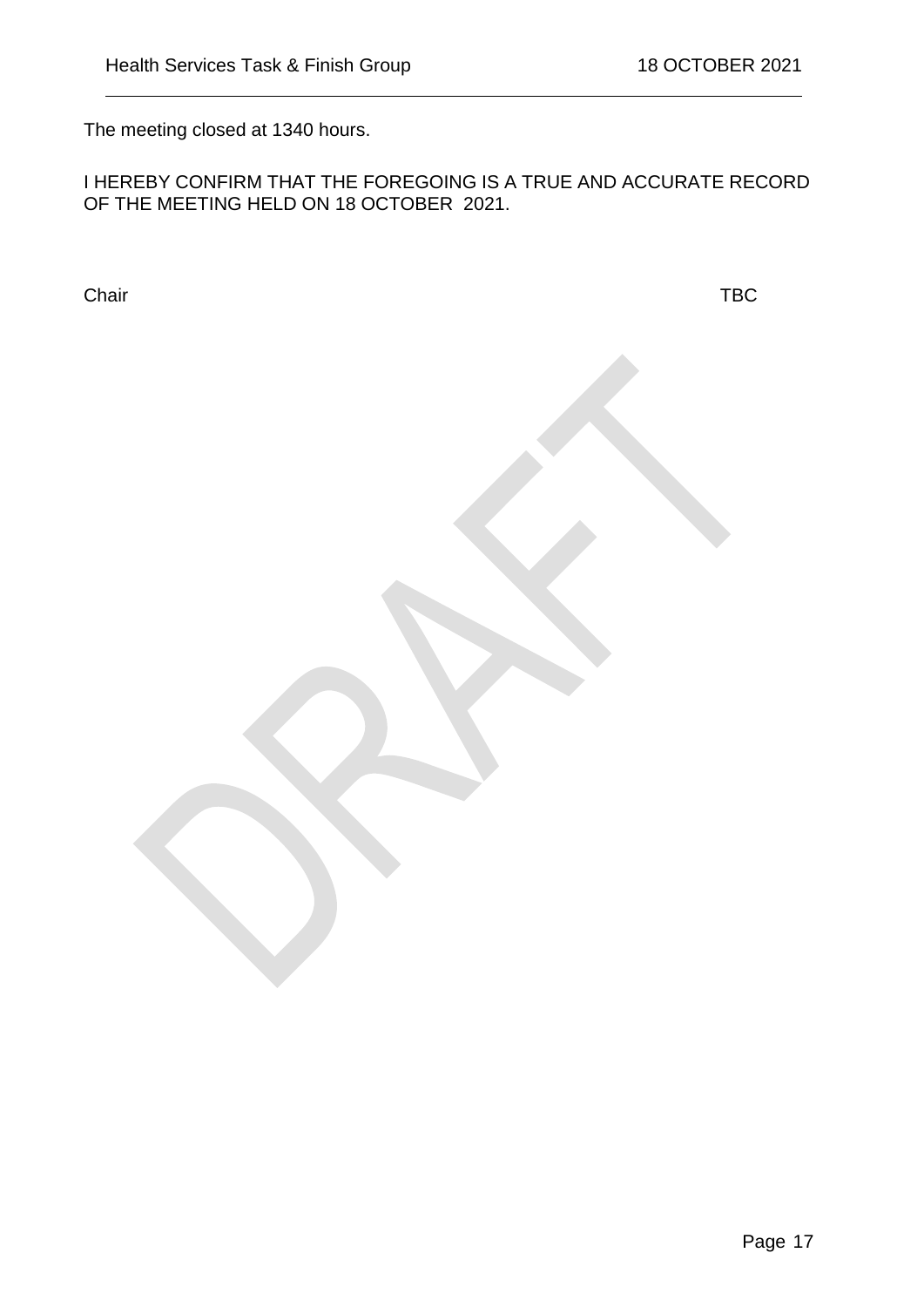The meeting closed at 1340 hours.

I HEREBY CONFIRM THAT THE FOREGOING IS A TRUE AND ACCURATE RECORD OF THE MEETING HELD ON 18 OCTOBER 2021.

Chair TBC

DRAFT